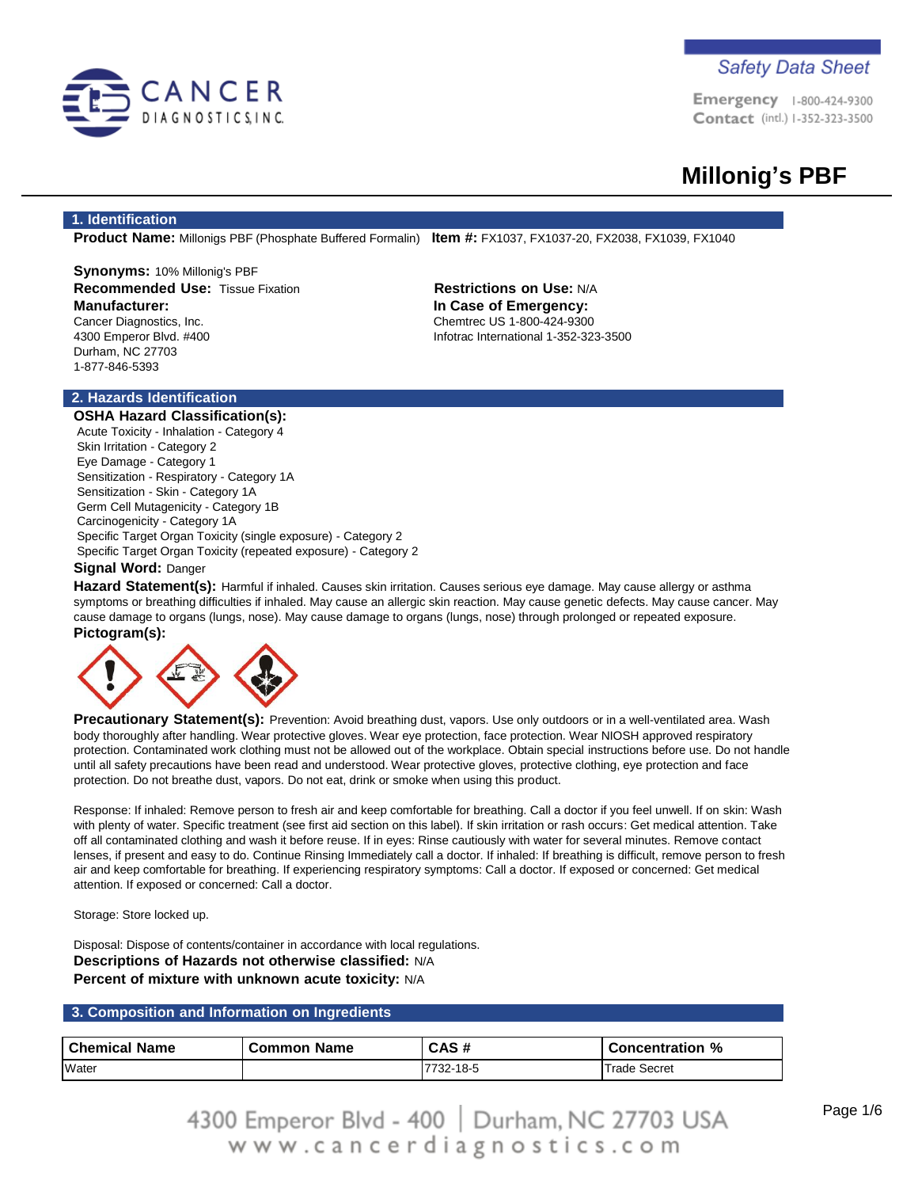CANCER DIAGNOSTICS, INC.

*Safety Data Sheet*

Emergency 1-800-424-9300
Contact (intl.) 1-352-323-3500

# Millonig's PBF

## 1. Identification

**Product Name:** Millonigs PBF (Phosphate Buffered Formalin) **Item #:** FX1037, FX1037-20, FX2038, FX1039, FX1040

**Synonyms:** 10% Millonig's PBF
**Recommended Use:** Tissue Fixation
**Restrictions on Use:** N/A

**Manufacturer:**
Cancer Diagnostics, Inc.
4300 Emperor Blvd. #400
Durham, NC 27703
1-877-846-5393

**In Case of Emergency:**
Chemtrec US 1-800-424-9300
Infotrac International 1-352-323-3500

## 2. Hazards Identification

**OSHA Hazard Classification(s):**

Acute Toxicity - Inhalation - Category 4
Skin Irritation - Category 2
Eye Damage - Category 1
Sensitization - Respiratory - Category 1A
Sensitization - Skin - Category 1A
Germ Cell Mutagenicity - Category 1B
Carcinogenicity - Category 1A
Specific Target Organ Toxicity (single exposure) - Category 2
Specific Target Organ Toxicity (repeated exposure) - Category 2

**Signal Word:** Danger

**Hazard Statement(s):** Harmful if inhaled. Causes skin irritation. Causes serious eye damage. May cause allergy or asthma symptoms or breathing difficulties if inhaled. May cause an allergic skin reaction. May cause genetic defects. May cause cancer. May cause damage to organs (lungs, nose). May cause damage to organs (lungs, nose) through prolonged or repeated exposure.

**Pictogram(s):**

**Precautionary Statement(s):** Prevention: Avoid breathing dust, vapors. Use only outdoors or in a well-ventilated area. Wash body thoroughly after handling. Wear protective gloves. Wear eye protection, face protection. Wear NIOSH approved respiratory protection. Contaminated work clothing must not be allowed out of the workplace. Obtain special instructions before use. Do not handle until all safety precautions have been read and understood. Wear protective gloves, protective clothing, eye protection and face protection. Do not breathe dust, vapors. Do not eat, drink or smoke when using this product.

Response: If inhaled: Remove person to fresh air and keep comfortable for breathing. Call a doctor if you feel unwell. If on skin: Wash with plenty of water. Specific treatment (see first aid section on this label). If skin irritation or rash occurs: Get medical attention. Take off all contaminated clothing and wash it before reuse. If in eyes: Rinse cautiously with water for several minutes. Remove contact lenses, if present and easy to do. Continue Rinsing Immediately call a doctor. If inhaled: If breathing is difficult, remove person to fresh air and keep comfortable for breathing. If experiencing respiratory symptoms: Call a doctor. If exposed or concerned: Get medical attention. If exposed or concerned: Call a doctor.

Storage: Store locked up.

Disposal: Dispose of contents/container in accordance with local regulations.

**Descriptions of Hazards not otherwise classified:** N/A

**Percent of mixture with unknown acute toxicity:** N/A

## 3. Composition and Information on Ingredients

| Chemical Name | Common Name | CAS # | Concentration % |
|---|---|---|---|
| Water | | 7732-18-5 | Trade Secret |

4300 Emperor Blvd - 400 | Durham, NC 27703 USA
www.cancerdiagnostics.com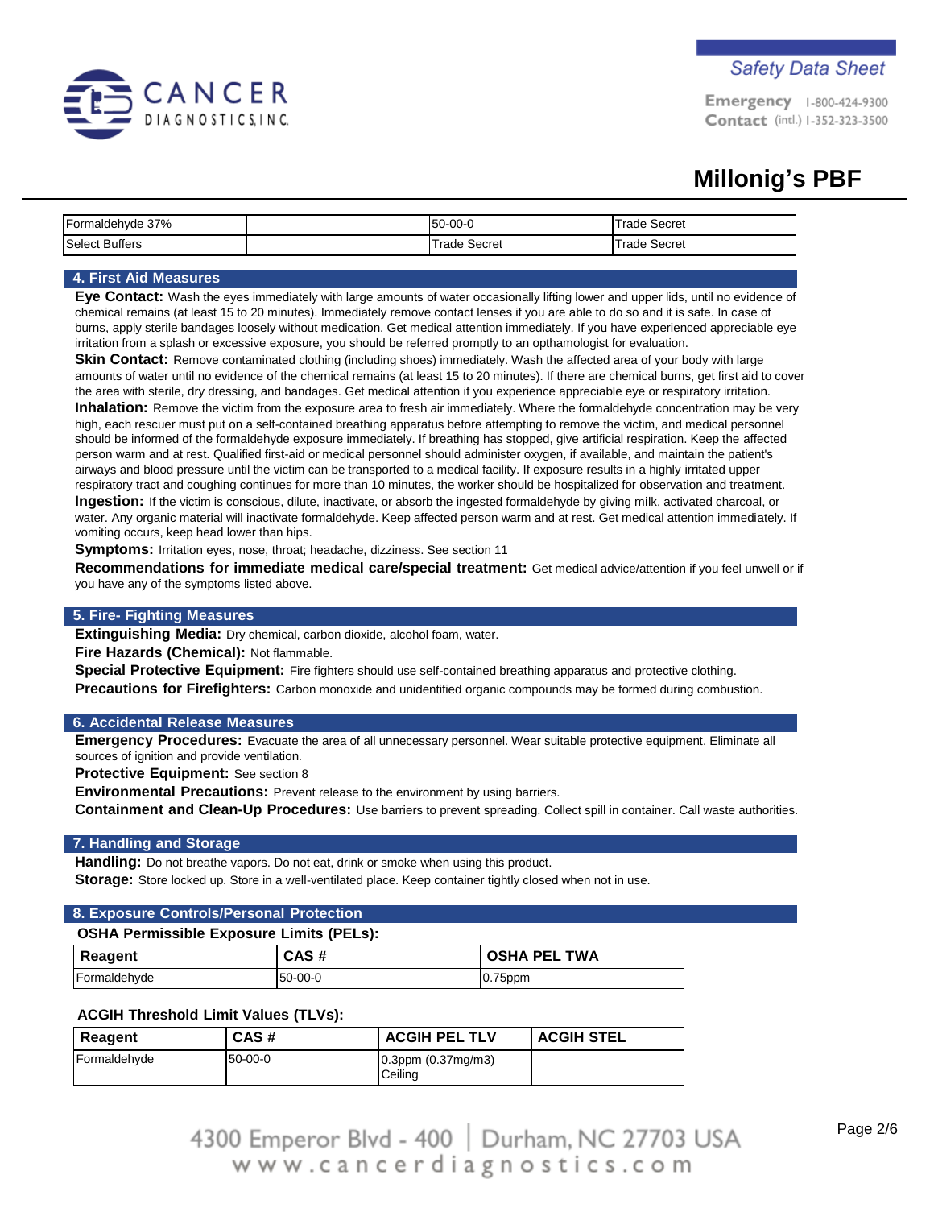| Formaldehyde 37% | | 50-00-0 | Trade Secret |
|---|---|---|---|
| Select Buffers | | Trade Secret | Trade Secret |

## 4. First Aid Measures

**Eye Contact:** Wash the eyes immediately with large amounts of water occasionally lifting lower and upper lids, until no evidence of chemical remains (at least 15 to 20 minutes). Immediately remove contact lenses if you are able to do so and it is safe. In case of burns, apply sterile bandages loosely without medication. Get medical attention immediately. If you have experienced appreciable eye irritation from a splash or excessive exposure, you should be referred promptly to an opthamologist for evaluation.

**Skin Contact:** Remove contaminated clothing (including shoes) immediately. Wash the affected area of your body with large amounts of water until no evidence of the chemical remains (at least 15 to 20 minutes). If there are chemical burns, get first aid to cover the area with sterile, dry dressing, and bandages. Get medical attention if you experience appreciable eye or respiratory irritation.

**Inhalation:** Remove the victim from the exposure area to fresh air immediately. Where the formaldehyde concentration may be very high, each rescuer must put on a self-contained breathing apparatus before attempting to remove the victim, and medical personnel should be informed of the formaldehyde exposure immediately. If breathing has stopped, give artificial respiration. Keep the affected person warm and at rest. Qualified first-aid or medical personnel should administer oxygen, if available, and maintain the patient's airways and blood pressure until the victim can be transported to a medical facility. If exposure results in a highly irritated upper respiratory tract and coughing continues for more than 10 minutes, the worker should be hospitalized for observation and treatment.

**Ingestion:** If the victim is conscious, dilute, inactivate, or absorb the ingested formaldehyde by giving milk, activated charcoal, or water. Any organic material will inactivate formaldehyde. Keep affected person warm and at rest. Get medical attention immediately. If vomiting occurs, keep head lower than hips.

**Symptoms:** Irritation eyes, nose, throat; headache, dizziness. See section 11

**Recommendations for immediate medical care/special treatment:** Get medical advice/attention if you feel unwell or if you have any of the symptoms listed above.

## 5. Fire- Fighting Measures

**Extinguishing Media:** Dry chemical, carbon dioxide, alcohol foam, water.

**Fire Hazards (Chemical):** Not flammable.

**Special Protective Equipment:** Fire fighters should use self-contained breathing apparatus and protective clothing.

**Precautions for Firefighters:** Carbon monoxide and unidentified organic compounds may be formed during combustion.

## 6. Accidental Release Measures

**Emergency Procedures:** Evacuate the area of all unnecessary personnel. Wear suitable protective equipment. Eliminate all sources of ignition and provide ventilation.

**Protective Equipment:** See section 8

**Environmental Precautions:** Prevent release to the environment by using barriers.

**Containment and Clean-Up Procedures:** Use barriers to prevent spreading. Collect spill in container. Call waste authorities.

## 7. Handling and Storage

**Handling:** Do not breathe vapors. Do not eat, drink or smoke when using this product.

**Storage:** Store locked up. Store in a well-ventilated place. Keep container tightly closed when not in use.

## 8. Exposure Controls/Personal Protection

**OSHA Permissible Exposure Limits (PELs):**

| Reagent | CAS # | OSHA PEL TWA |
|---|---|---|
| Formaldehyde | 50-00-0 | 0.75ppm |

**ACGIH Threshold Limit Values (TLVs):**

| Reagent | CAS # | ACGIH PEL TLV | ACGIH STEL |
|---|---|---|---|
| Formaldehyde | 50-00-0 | 0.3ppm (0.37mg/m3) Ceiling | |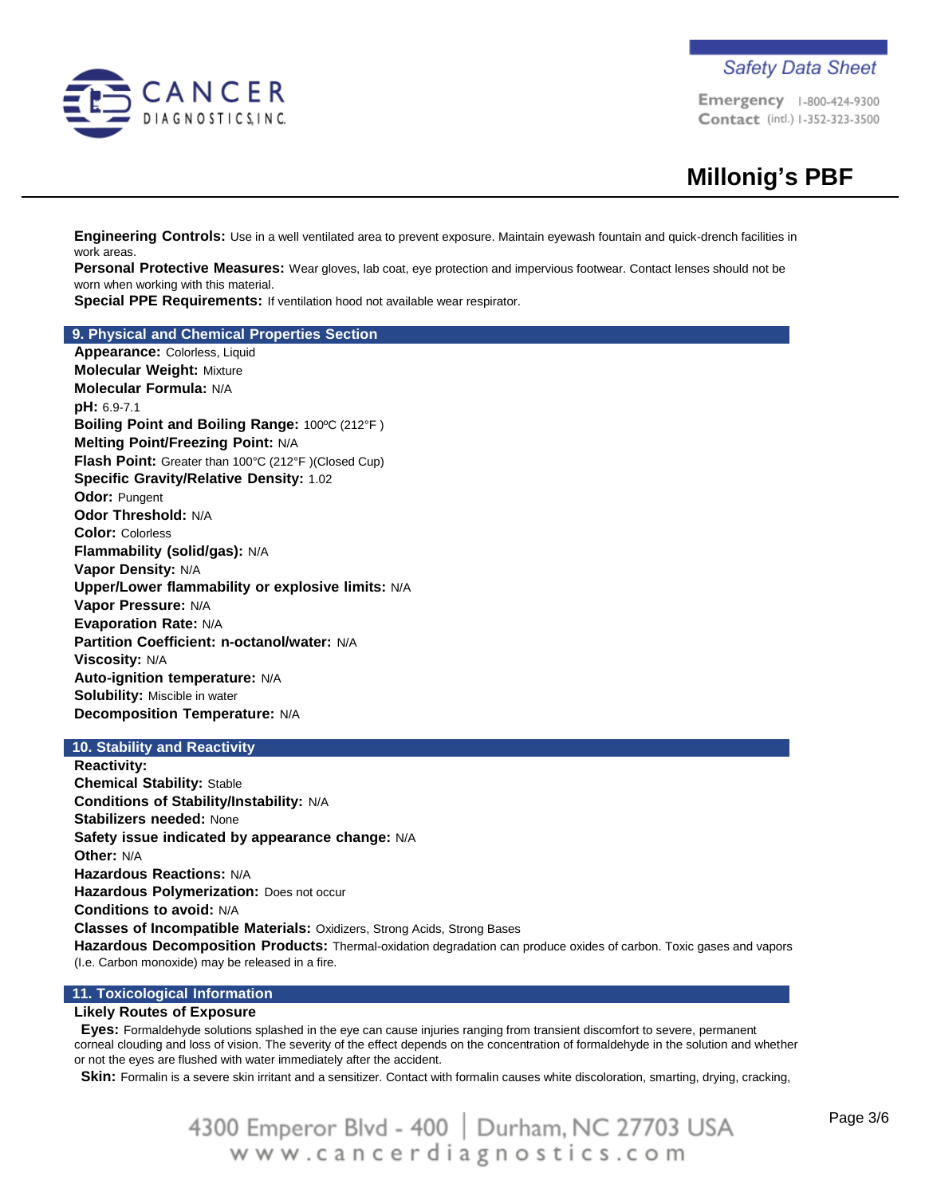**Engineering Controls:** Use in a well ventilated area to prevent exposure. Maintain eyewash fountain and quick-drench facilities in work areas.
**Personal Protective Measures:** Wear gloves, lab coat, eye protection and impervious footwear. Contact lenses should not be worn when working with this material.
**Special PPE Requirements:** If ventilation hood not available wear respirator.

## 9. Physical and Chemical Properties Section

**Appearance:** Colorless, Liquid
**Molecular Weight:** Mixture
**Molecular Formula:** N/A
**pH:** 6.9-7.1
**Boiling Point and Boiling Range:** 100ºC (212°F )
**Melting Point/Freezing Point:** N/A
**Flash Point:** Greater than 100°C (212°F )(Closed Cup)
**Specific Gravity/Relative Density:** 1.02
**Odor:** Pungent
**Odor Threshold:** N/A
**Color:** Colorless
**Flammability (solid/gas):** N/A
**Vapor Density:** N/A
**Upper/Lower flammability or explosive limits:** N/A
**Vapor Pressure:** N/A
**Evaporation Rate:** N/A
**Partition Coefficient: n-octanol/water:** N/A
**Viscosity:** N/A
**Auto-ignition temperature:** N/A
**Solubility:** Miscible in water
**Decomposition Temperature:** N/A

## 10. Stability and Reactivity

**Reactivity:**
**Chemical Stability:** Stable
**Conditions of Stability/Instability:** N/A
**Stabilizers needed:** None
**Safety issue indicated by appearance change:** N/A
**Other:** N/A
**Hazardous Reactions:** N/A
**Hazardous Polymerization:** Does not occur
**Conditions to avoid:** N/A
**Classes of Incompatible Materials:** Oxidizers, Strong Acids, Strong Bases
**Hazardous Decomposition Products:** Thermal-oxidation degradation can produce oxides of carbon. Toxic gases and vapors (I.e. Carbon monoxide) may be released in a fire.

## 11. Toxicological Information

**Likely Routes of Exposure**

**Eyes:** Formaldehyde solutions splashed in the eye can cause injuries ranging from transient discomfort to severe, permanent corneal clouding and loss of vision. The severity of the effect depends on the concentration of formaldehyde in the solution and whether or not the eyes are flushed with water immediately after the accident.

**Skin:** Formalin is a severe skin irritant and a sensitizer. Contact with formalin causes white discoloration, smarting, drying, cracking,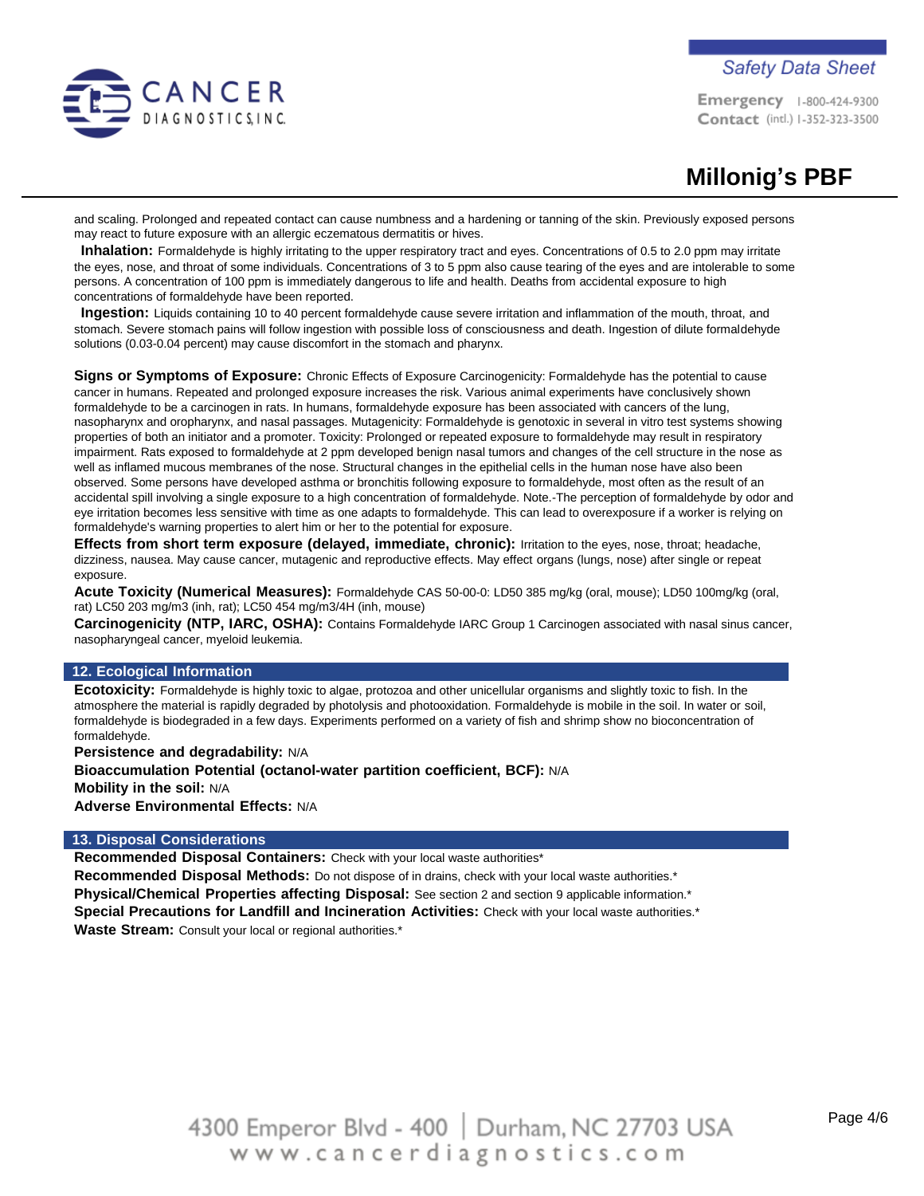and scaling. Prolonged and repeated contact can cause numbness and a hardening or tanning of the skin. Previously exposed persons may react to future exposure with an allergic eczematous dermatitis or hives.

**Inhalation:** Formaldehyde is highly irritating to the upper respiratory tract and eyes. Concentrations of 0.5 to 2.0 ppm may irritate the eyes, nose, and throat of some individuals. Concentrations of 3 to 5 ppm also cause tearing of the eyes and are intolerable to some persons. A concentration of 100 ppm is immediately dangerous to life and health. Deaths from accidental exposure to high concentrations of formaldehyde have been reported.

**Ingestion:** Liquids containing 10 to 40 percent formaldehyde cause severe irritation and inflammation of the mouth, throat, and stomach. Severe stomach pains will follow ingestion with possible loss of consciousness and death. Ingestion of dilute formaldehyde solutions (0.03-0.04 percent) may cause discomfort in the stomach and pharynx.

**Signs or Symptoms of Exposure:** Chronic Effects of Exposure Carcinogenicity: Formaldehyde has the potential to cause cancer in humans. Repeated and prolonged exposure increases the risk. Various animal experiments have conclusively shown formaldehyde to be a carcinogen in rats. In humans, formaldehyde exposure has been associated with cancers of the lung, nasopharynx and oropharynx, and nasal passages. Mutagenicity: Formaldehyde is genotoxic in several in vitro test systems showing properties of both an initiator and a promoter. Toxicity: Prolonged or repeated exposure to formaldehyde may result in respiratory impairment. Rats exposed to formaldehyde at 2 ppm developed benign nasal tumors and changes of the cell structure in the nose as well as inflamed mucous membranes of the nose. Structural changes in the epithelial cells in the human nose have also been observed. Some persons have developed asthma or bronchitis following exposure to formaldehyde, most often as the result of an accidental spill involving a single exposure to a high concentration of formaldehyde. Note.-The perception of formaldehyde by odor and eye irritation becomes less sensitive with time as one adapts to formaldehyde. This can lead to overexposure if a worker is relying on formaldehyde's warning properties to alert him or her to the potential for exposure.

**Effects from short term exposure (delayed, immediate, chronic):** Irritation to the eyes, nose, throat; headache, dizziness, nausea. May cause cancer, mutagenic and reproductive effects. May effect organs (lungs, nose) after single or repeat exposure.

**Acute Toxicity (Numerical Measures):** Formaldehyde CAS 50-00-0: LD50 385 mg/kg (oral, mouse); LD50 100mg/kg (oral, rat) LC50 203 mg/m3 (inh, rat); LC50 454 mg/m3/4H (inh, mouse)

**Carcinogenicity (NTP, IARC, OSHA):** Contains Formaldehyde IARC Group 1 Carcinogen associated with nasal sinus cancer, nasopharyngeal cancer, myeloid leukemia.

## 12. Ecological Information

**Ecotoxicity:** Formaldehyde is highly toxic to algae, protozoa and other unicellular organisms and slightly toxic to fish. In the atmosphere the material is rapidly degraded by photolysis and photooxidation. Formaldehyde is mobile in the soil. In water or soil, formaldehyde is biodegraded in a few days. Experiments performed on a variety of fish and shrimp show no bioconcentration of formaldehyde.

**Persistence and degradability:** N/A

**Bioaccumulation Potential (octanol-water partition coefficient, BCF):** N/A

**Mobility in the soil:** N/A

**Adverse Environmental Effects:** N/A

## 13. Disposal Considerations

**Recommended Disposal Containers:** Check with your local waste authorities*

**Recommended Disposal Methods:** Do not dispose of in drains, check with your local waste authorities.*

**Physical/Chemical Properties affecting Disposal:** See section 2 and section 9 applicable information.*

**Special Precautions for Landfill and Incineration Activities:** Check with your local waste authorities.*

**Waste Stream:** Consult your local or regional authorities.*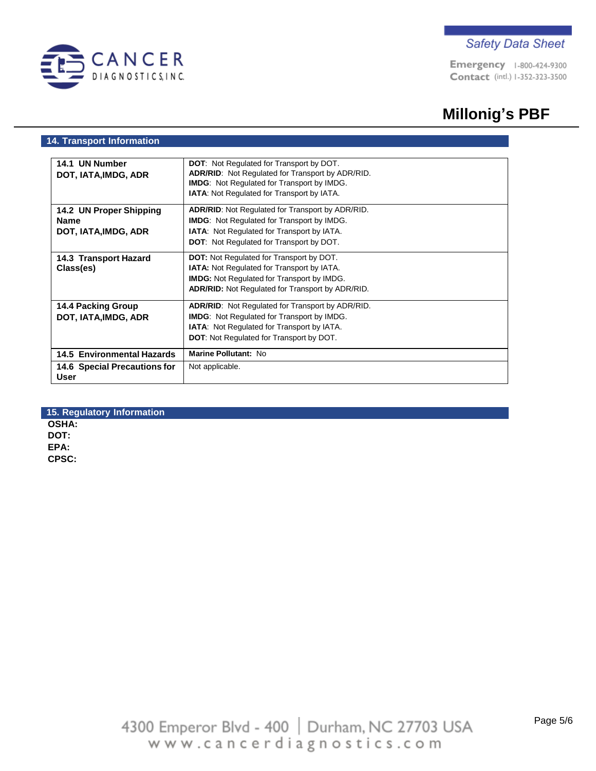## 14. Transport Information

| | |
|---|---|
| **14.1 UN Number DOT, IATA,IMDG, ADR** | **DOT**: Not Regulated for Transport by DOT.<br>**ADR/RID**: Not Regulated for Transport by ADR/RID.<br>**IMDG**: Not Regulated for Transport by IMDG.<br>**IATA**: Not Regulated for Transport by IATA. |
| **14.2 UN Proper Shipping Name DOT, IATA,IMDG, ADR** | **ADR/RID**: Not Regulated for Transport by ADR/RID.<br>**IMDG**: Not Regulated for Transport by IMDG.<br>**IATA**: Not Regulated for Transport by IATA.<br>**DOT**: Not Regulated for Transport by DOT. |
| **14.3 Transport Hazard Class(es)** | **DOT:** Not Regulated for Transport by DOT.<br>**IATA:** Not Regulated for Transport by IATA.<br>**IMDG:** Not Regulated for Transport by IMDG.<br>**ADR/RID:** Not Regulated for Transport by ADR/RID. |
| **14.4 Packing Group DOT, IATA,IMDG, ADR** | **ADR/RID**: Not Regulated for Transport by ADR/RID.<br>**IMDG**: Not Regulated for Transport by IMDG.<br>**IATA**: Not Regulated for Transport by IATA.<br>**DOT**: Not Regulated for Transport by DOT. |
| **14.5 Environmental Hazards** | **Marine Pollutant:** No |
| **14.6 Special Precautions for User** | Not applicable. |

## 15. Regulatory Information

**OSHA:**
**DOT:**
**EPA:**
**CPSC:**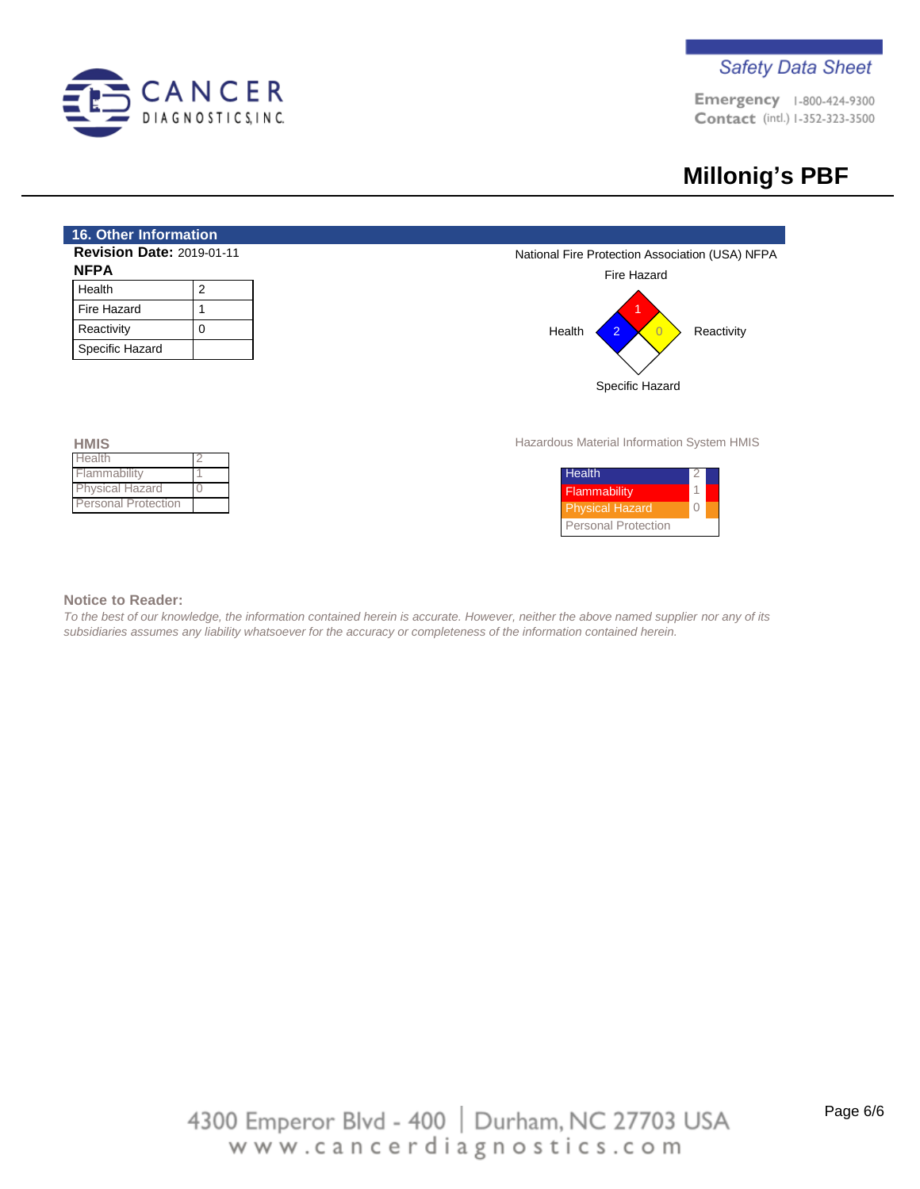## 16. Other Information

**Revision Date:** 2019-01-11

**NFPA**

| | |
|---|---|
| Health | 2 |
| Fire Hazard | 1 |
| Reactivity | 0 |
| Specific Hazard | |

National Fire Protection Association (USA) NFPA

Fire Hazard
1
Health
2
0
Reactivity
Specific Hazard

**HMIS**

| | |
|---|---|
| Health | 2 |
| Flammability | 1 |
| Physical Hazard | 0 |
| Personal Protection | |

Hazardous Material Information System HMIS

| | |
|---|---|
| Health | 2 |
| Flammability | 1 |
| Physical Hazard | 0 |
| Personal Protection | |

**Notice to Reader:**

*To the best of our knowledge, the information contained herein is accurate. However, neither the above named supplier nor any of its subsidiaries assumes any liability whatsoever for the accuracy or completeness of the information contained herein.*